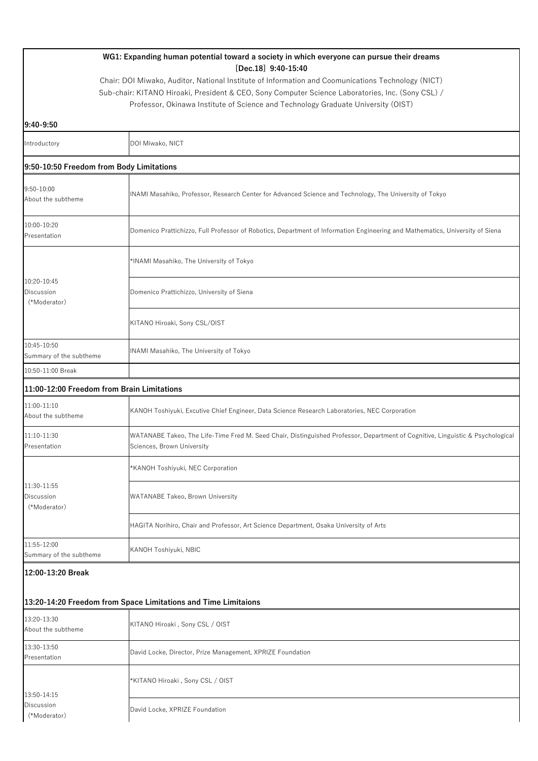**WG1: Expanding human potential toward a society in which everyone can pursue their dreams**
**[Dec.18] 9:40-15:40**

Chair: DOI Miwako, Auditor, National Institute of Information and Coomunications Technology (NICT)
Sub-chair: KITANO Hiroaki, President & CEO, Sony Computer Science Laboratories, Inc. (Sony CSL) /
Professor, Okinawa Institute of Science and Technology Graduate University (OIST)

**9:40-9:50**

| | |
|---|---|
| Introductory | DOI Miwako, NICT |

**9:50-10:50 Freedom from Body Limitations**

| | |
|---|---|
| 9:50-10:00<br>About the subtheme | INAMI Masahiko, Professor, Research Center for Advanced Science and Technology, The University of Tokyo |
| 10:00-10:20<br>Presentation | Domenico Prattichizzo, Full Professor of Robotics, Department of Information Engineering and Mathematics, University of Siena |
| 10:20-10:45<br>Discussion<br>(*Moderator) | *INAMI Masahiko, The University of Tokyo |
| | Domenico Prattichizzo, University of Siena |
| | KITANO Hiroaki, Sony CSL/OIST |
| 10:45-10:50<br>Summary of the subtheme | INAMI Masahiko, The University of Tokyo |
| 10:50-11:00 Break | |

**11:00-12:00 Freedom from Brain Limitations**

| | |
|---|---|
| 11:00-11:10<br>About the subtheme | KANOH Toshiyuki, Excutive Chief Engineer, Data Science Research Laboratories, NEC Corporation |
| 11:10-11:30<br>Presentation | WATANABE Takeo, The Life-Time Fred M. Seed Chair, Distinguished Professor, Department of Cognitive, Linguistic & Psychological Sciences, Brown University |
| 11:30-11:55<br>Discussion<br>(*Moderator) | *KANOH Toshiyuki, NEC Corporation |
| | WATANABE Takeo, Brown University |
| | HAGITA Norihiro, Chair and Professor, Art Science Department, Osaka University of Arts |
| 11:55-12:00<br>Summary of the subtheme | KANOH Toshiyuki, NBIC |

**12:00-13:20 Break**

**13:20-14:20 Freedom from Space Limitations and Time Limitaions**

| | |
|---|---|
| 13:20-13:30<br>About the subtheme | KITANO Hiroaki , Sony CSL / OIST |
| 13:30-13:50<br>Presentation | David Locke, Director, Prize Management, XPRIZE Foundation |
| 13:50-14:15<br>Discussion<br>(*Moderator) | *KITANO Hiroaki , Sony CSL / OIST |
| | David Locke, XPRIZE Foundation |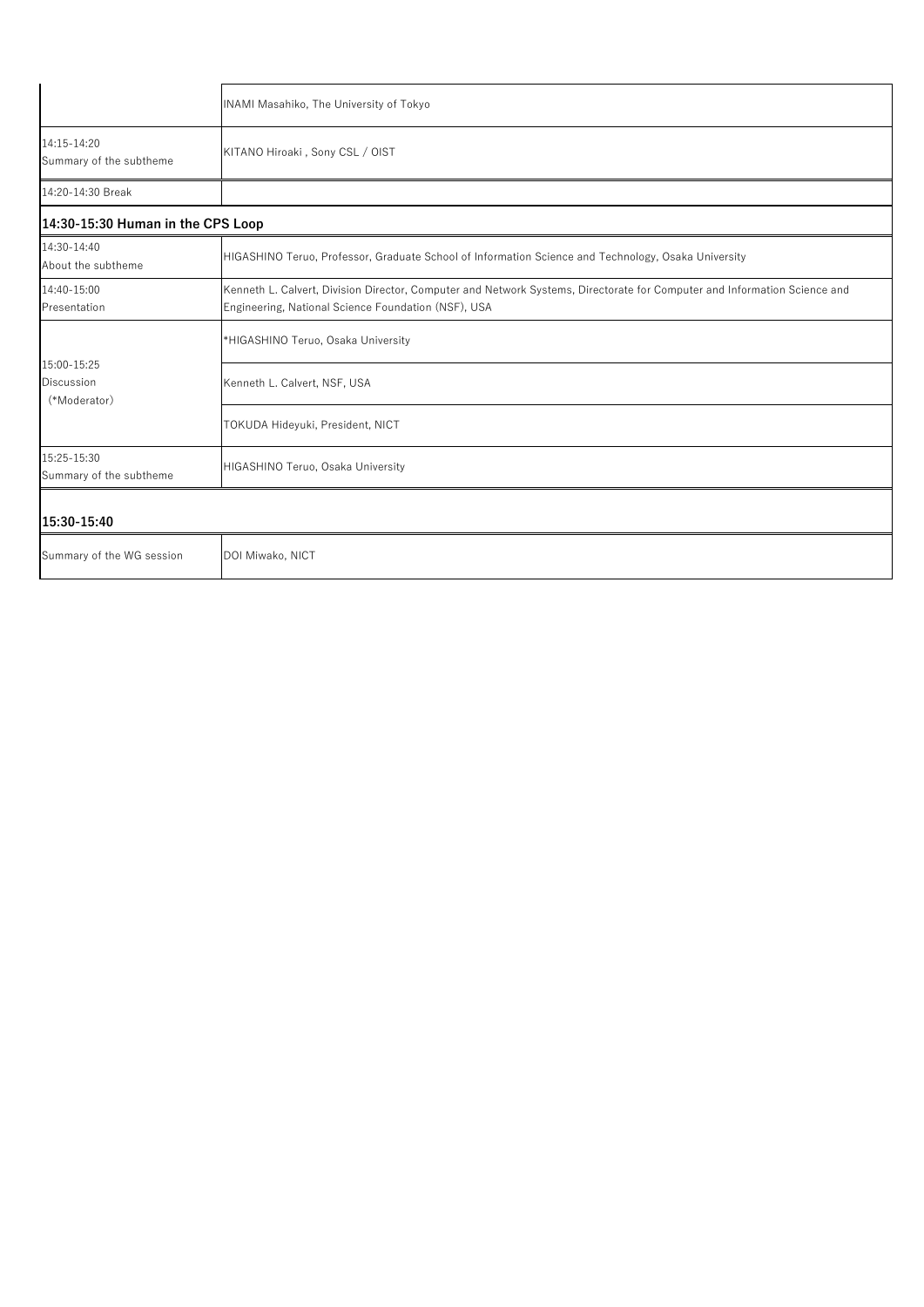| | |
|---|---|
| | INAMI Masahiko, The University of Tokyo |
| 14:15-14:20<br>Summary of the subtheme | KITANO Hiroaki , Sony CSL / OIST |
| 14:20-14:30 Break | |

### 14:30-15:30 Human in the CPS Loop

| | |
|---|---|
| 14:30-14:40<br>About the subtheme | HIGASHINO Teruo, Professor, Graduate School of Information Science and Technology, Osaka University |
| 14:40-15:00<br>Presentation | Kenneth L. Calvert, Division Director, Computer and Network Systems, Directorate for Computer and Information Science and Engineering, National Science Foundation (NSF), USA |
| 15:00-15:25<br>Discussion<br>(*Moderator) | *HIGASHINO Teruo, Osaka University |
| | Kenneth L. Calvert, NSF, USA |
| | TOKUDA Hideyuki, President, NICT |
| 15:25-15:30<br>Summary of the subtheme | HIGASHINO Teruo, Osaka University |

### 15:30-15:40

| | |
|---|---|
| Summary of the WG session | DOI Miwako, NICT |